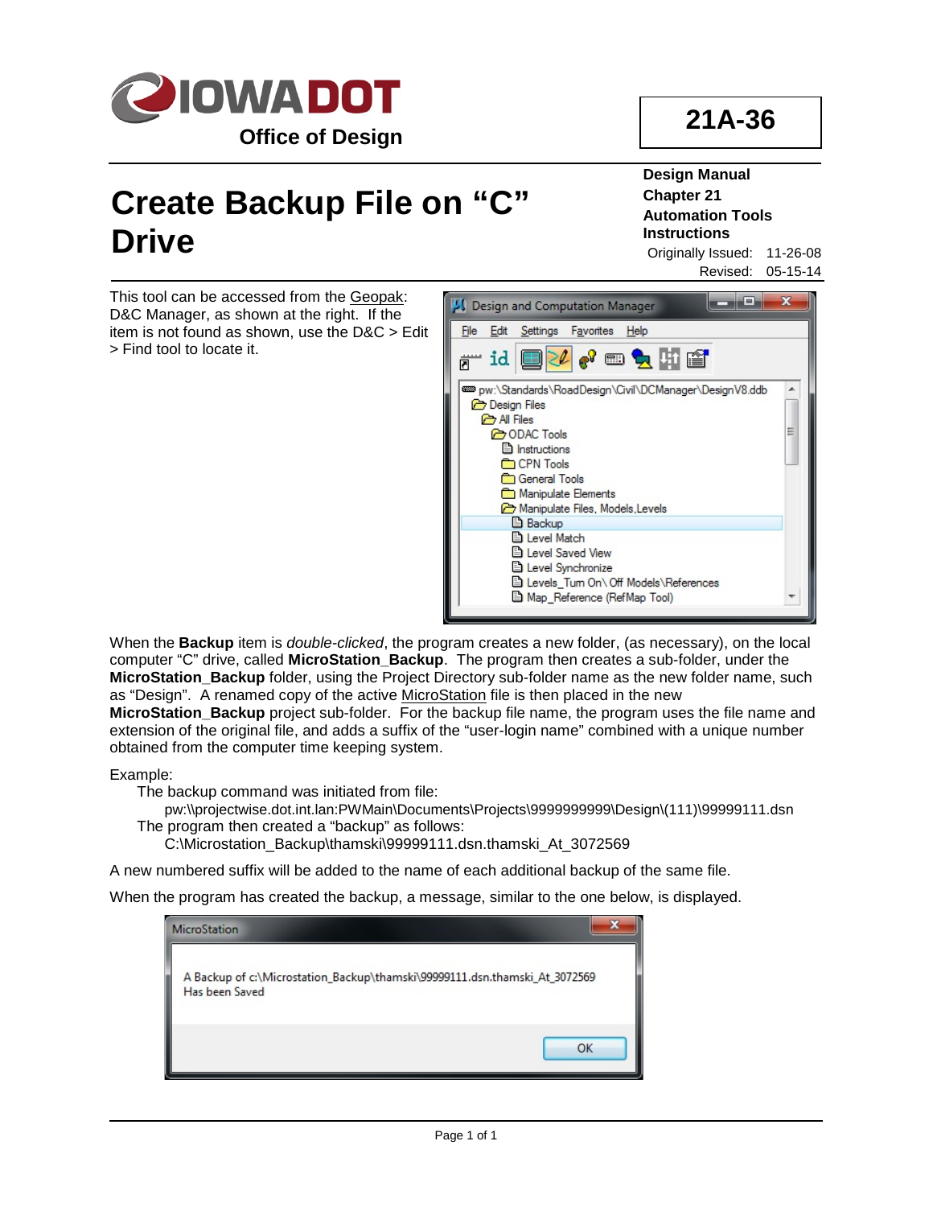**IOWA DOT**
**Office of Design**

**21A-36**

# Create Backup File on “C” Drive

**Design Manual**
**Chapter 21**
**Automation Tools**
**Instructions**

Originally Issued: 11-26-08
Revised: 05-15-14

This tool can be accessed from the Geopak: D&C Manager, as shown at the right. If the item is not found as shown, use the D&C > Edit > Find tool to locate it.

When the **Backup** item is *double-clicked*, the program creates a new folder, (as necessary), on the local computer “C” drive, called **MicroStation_Backup**. The program then creates a sub-folder, under the **MicroStation_Backup** folder, using the Project Directory sub-folder name as the new folder name, such as “Design”. A renamed copy of the active MicroStation file is then placed in the new **MicroStation_Backup** project sub-folder. For the backup file name, the program uses the file name and extension of the original file, and adds a suffix of the “user-login name” combined with a unique number obtained from the computer time keeping system.

Example:

The backup command was initiated from file:

pw:\\projectwise.dot.int.lan:PWMain\Documents\Projects\9999999999\Design\(111)\99999111.dsn

The program then created a “backup” as follows:

C:\Microstation_Backup\thamski\99999111.dsn.thamski_At_3072569

A new numbered suffix will be added to the name of each additional backup of the same file.

When the program has created the backup, a message, similar to the one below, is displayed.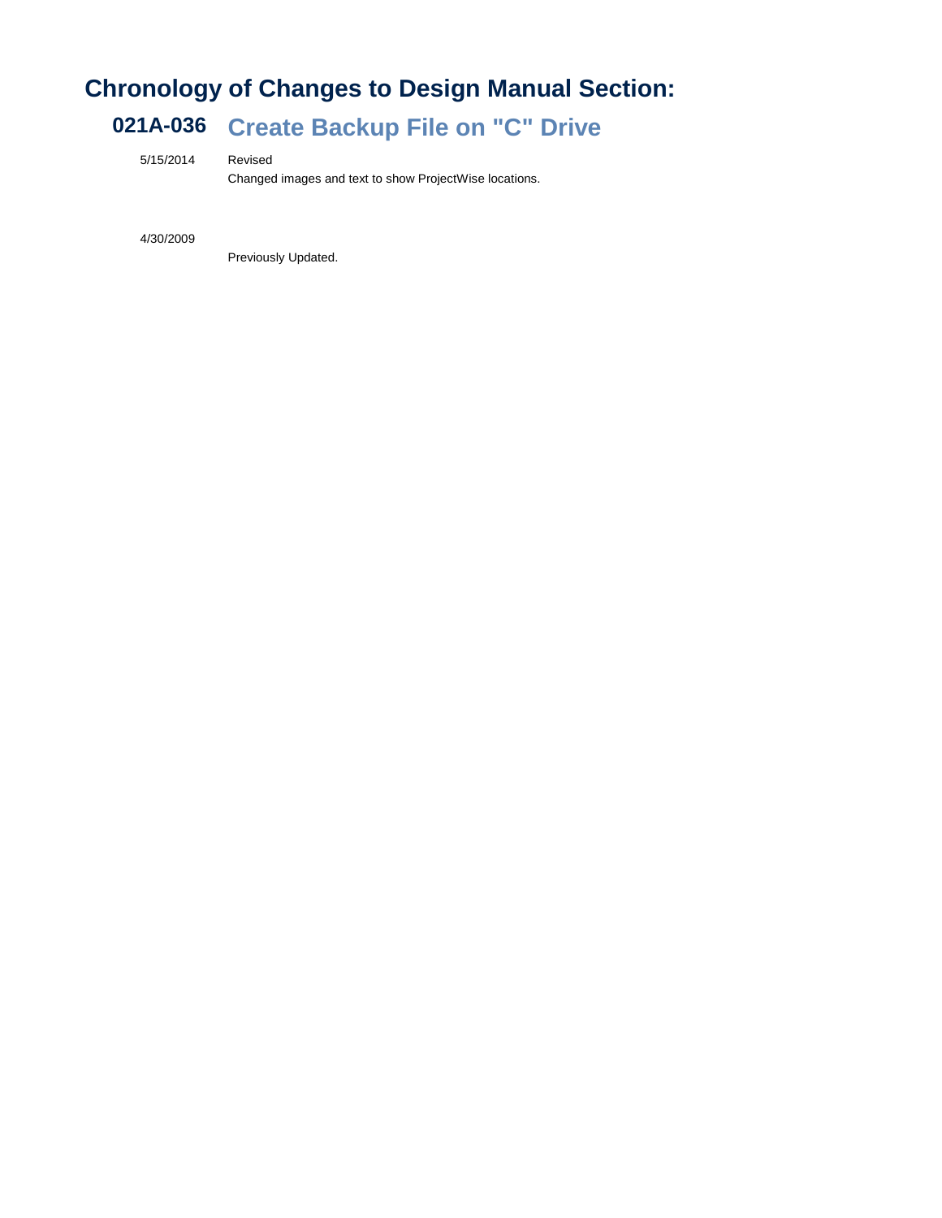# Chronology of Changes to Design Manual Section:

## 021A-036 Create Backup File on "C" Drive

| | |
|---|---|
| 5/15/2014 | Revised<br>Changed images and text to show ProjectWise locations. |
| 4/30/2009 | Previously Updated. |